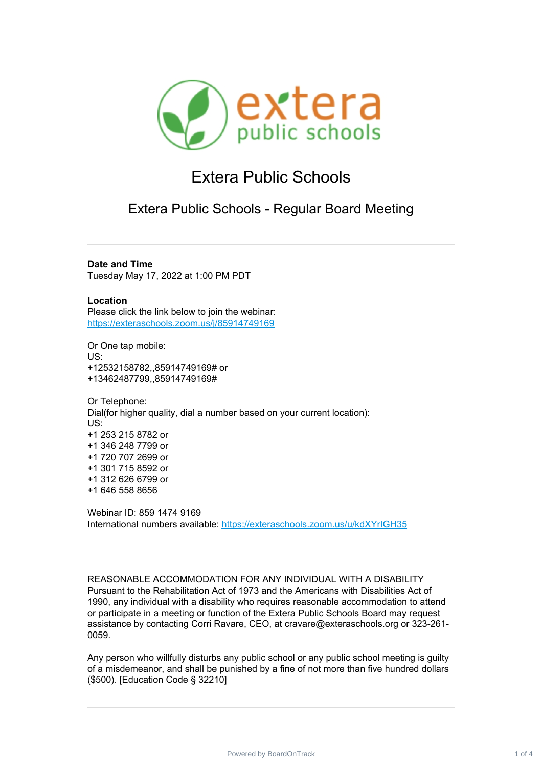# Extera Public Schools

## Extera Public Schools - Regular Board Meeting

---

**Date and Time**

Tuesday May 17, 2022 at 1:00 PM PDT

**Location**

Please click the link below to join the webinar:
https://exteraschools.zoom.us/j/85914749169

Or One tap mobile:
US:
+12532158782,,85914749169# or
+13462487799,,85914749169#

Or Telephone:
Dial(for higher quality, dial a number based on your current location):
US:
+1 253 215 8782 or
+1 346 248 7799 or
+1 720 707 2699 or
+1 301 715 8592 or
+1 312 626 6799 or
+1 646 558 8656

Webinar ID: 859 1474 9169
International numbers available: https://exteraschools.zoom.us/u/kdXYrIGH35

---

REASONABLE ACCOMMODATION FOR ANY INDIVIDUAL WITH A DISABILITY
Pursuant to the Rehabilitation Act of 1973 and the Americans with Disabilities Act of 1990, any individual with a disability who requires reasonable accommodation to attend or participate in a meeting or function of the Extera Public Schools Board may request assistance by contacting Corri Ravare, CEO, at cravare@exteraschools.org or 323-261-0059.

Any person who willfully disturbs any public school or any public school meeting is guilty of a misdemeanor, and shall be punished by a fine of not more than five hundred dollars ($500). [Education Code § 32210]

---

Powered by BoardOnTrack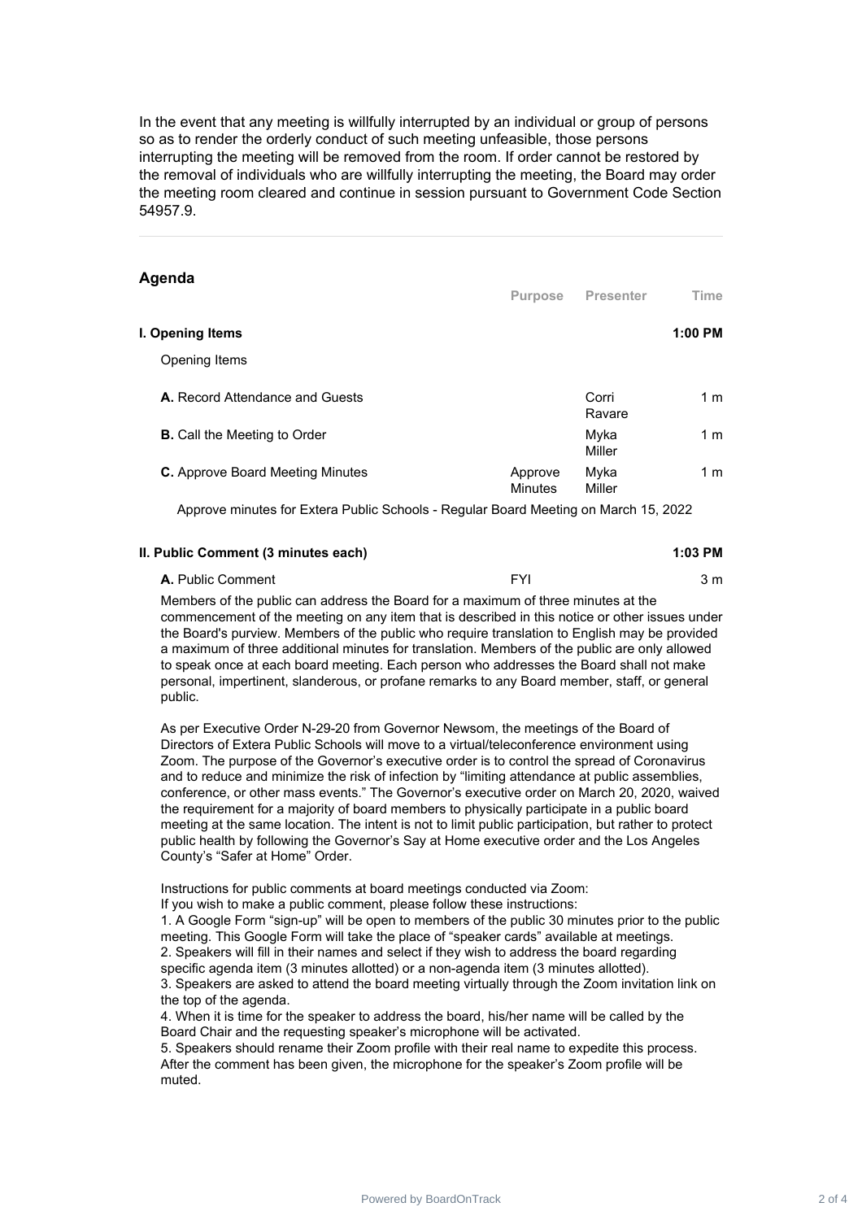In the event that any meeting is willfully interrupted by an individual or group of persons so as to render the orderly conduct of such meeting unfeasible, those persons interrupting the meeting will be removed from the room. If order cannot be restored by the removal of individuals who are willfully interrupting the meeting, the Board may order the meeting room cleared and continue in session pursuant to Government Code Section 54957.9.

---

## Agenda

| | Purpose | Presenter | Time |
|---|---|---|---|
| **I. Opening Items** | | | **1:00 PM** |
| Opening Items | | | |
| **A.** Record Attendance and Guests | | Corri Ravare | 1 m |
| **B.** Call the Meeting to Order | | Myka Miller | 1 m |
| **C.** Approve Board Meeting Minutes | Approve Minutes | Myka Miller | 1 m |

Approve minutes for Extera Public Schools - Regular Board Meeting on March 15, 2022

| | Purpose | Presenter | Time |
|---|---|---|---|
| **II. Public Comment (3 minutes each)** | | | **1:03 PM** |
| **A.** Public Comment | FYI | | 3 m |

Members of the public can address the Board for a maximum of three minutes at the commencement of the meeting on any item that is described in this notice or other issues under the Board's purview. Members of the public who require translation to English may be provided a maximum of three additional minutes for translation. Members of the public are only allowed to speak once at each board meeting. Each person who addresses the Board shall not make personal, impertinent, slanderous, or profane remarks to any Board member, staff, or general public.

As per Executive Order N-29-20 from Governor Newsom, the meetings of the Board of Directors of Extera Public Schools will move to a virtual/teleconference environment using Zoom. The purpose of the Governor's executive order is to control the spread of Coronavirus and to reduce and minimize the risk of infection by "limiting attendance at public assemblies, conference, or other mass events." The Governor's executive order on March 20, 2020, waived the requirement for a majority of board members to physically participate in a public board meeting at the same location. The intent is not to limit public participation, but rather to protect public health by following the Governor's Say at Home executive order and the Los Angeles County's "Safer at Home" Order.

Instructions for public comments at board meetings conducted via Zoom:
If you wish to make a public comment, please follow these instructions:

1. A Google Form "sign-up" will be open to members of the public 30 minutes prior to the public meeting. This Google Form will take the place of "speaker cards" available at meetings.
2. Speakers will fill in their names and select if they wish to address the board regarding specific agenda item (3 minutes allotted) or a non-agenda item (3 minutes allotted).
3. Speakers are asked to attend the board meeting virtually through the Zoom invitation link on the top of the agenda.
4. When it is time for the speaker to address the board, his/her name will be called by the Board Chair and the requesting speaker's microphone will be activated.
5. Speakers should rename their Zoom profile with their real name to expedite this process. After the comment has been given, the microphone for the speaker's Zoom profile will be muted.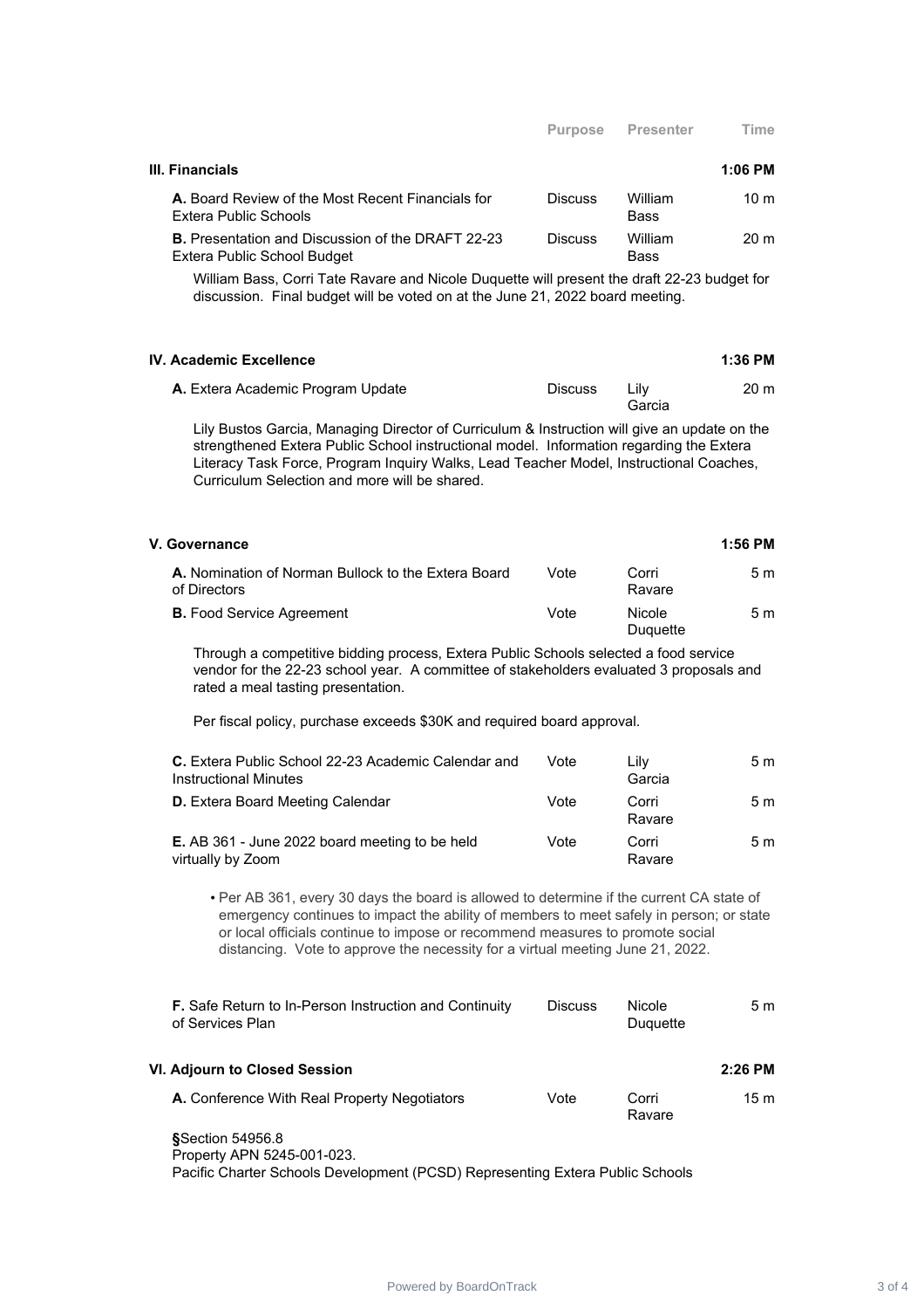| | Purpose | Presenter | Time |
|---|---|---|---|
| **III. Financials** | | | **1:06 PM** |
| **A.** Board Review of the Most Recent Financials for Extera Public Schools | Discuss | William Bass | 10 m |
| **B.** Presentation and Discussion of the DRAFT 22-23 Extera Public School Budget | Discuss | William Bass | 20 m |

William Bass, Corri Tate Ravare and Nicole Duquette will present the draft 22-23 budget for discussion. Final budget will be voted on at the June 21, 2022 board meeting.

| | Purpose | Presenter | Time |
|---|---|---|---|
| **IV. Academic Excellence** | | | **1:36 PM** |
| **A.** Extera Academic Program Update | Discuss | Lily Garcia | 20 m |

Lily Bustos Garcia, Managing Director of Curriculum & Instruction will give an update on the strengthened Extera Public School instructional model. Information regarding the Extera Literacy Task Force, Program Inquiry Walks, Lead Teacher Model, Instructional Coaches, Curriculum Selection and more will be shared.

| | Purpose | Presenter | Time |
|---|---|---|---|
| **V. Governance** | | | **1:56 PM** |
| **A.** Nomination of Norman Bullock to the Extera Board of Directors | Vote | Corri Ravare | 5 m |
| **B.** Food Service Agreement | Vote | Nicole Duquette | 5 m |

Through a competitive bidding process, Extera Public Schools selected a food service vendor for the 22-23 school year. A committee of stakeholders evaluated 3 proposals and rated a meal tasting presentation.

Per fiscal policy, purchase exceeds $30K and required board approval.

| | Purpose | Presenter | Time |
|---|---|---|---|
| **C.** Extera Public School 22-23 Academic Calendar and Instructional Minutes | Vote | Lily Garcia | 5 m |
| **D.** Extera Board Meeting Calendar | Vote | Corri Ravare | 5 m |
| **E.** AB 361 - June 2022 board meeting to be held virtually by Zoom | Vote | Corri Ravare | 5 m |

- Per AB 361, every 30 days the board is allowed to determine if the current CA state of emergency continues to impact the ability of members to meet safely in person; or state or local officials continue to impose or recommend measures to promote social distancing. Vote to approve the necessity for a virtual meeting June 21, 2022.

| | Purpose | Presenter | Time |
|---|---|---|---|
| **F.** Safe Return to In-Person Instruction and Continuity of Services Plan | Discuss | Nicole Duquette | 5 m |
| **VI. Adjourn to Closed Session** | | | **2:26 PM** |
| **A.** Conference With Real Property Negotiators | Vote | Corri Ravare | 15 m |

**§**Section 54956.8
Property APN 5245-001-023.
Pacific Charter Schools Development (PCSD) Representing Extera Public Schools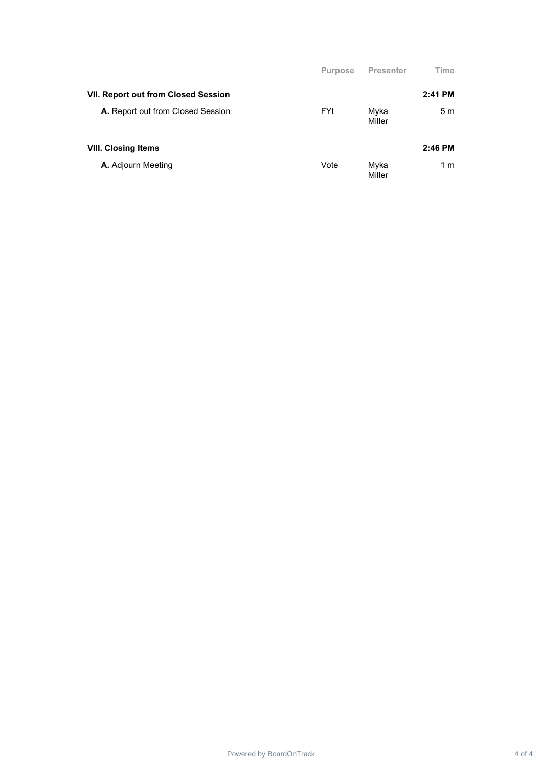| | Purpose | Presenter | Time |
|---|---|---|---|
| **VII. Report out from Closed Session** | | | **2:41 PM** |
| **A.** Report out from Closed Session | FYI | Myka Miller | 5 m |
| **VIII. Closing Items** | | | **2:46 PM** |
| **A.** Adjourn Meeting | Vote | Myka Miller | 1 m |